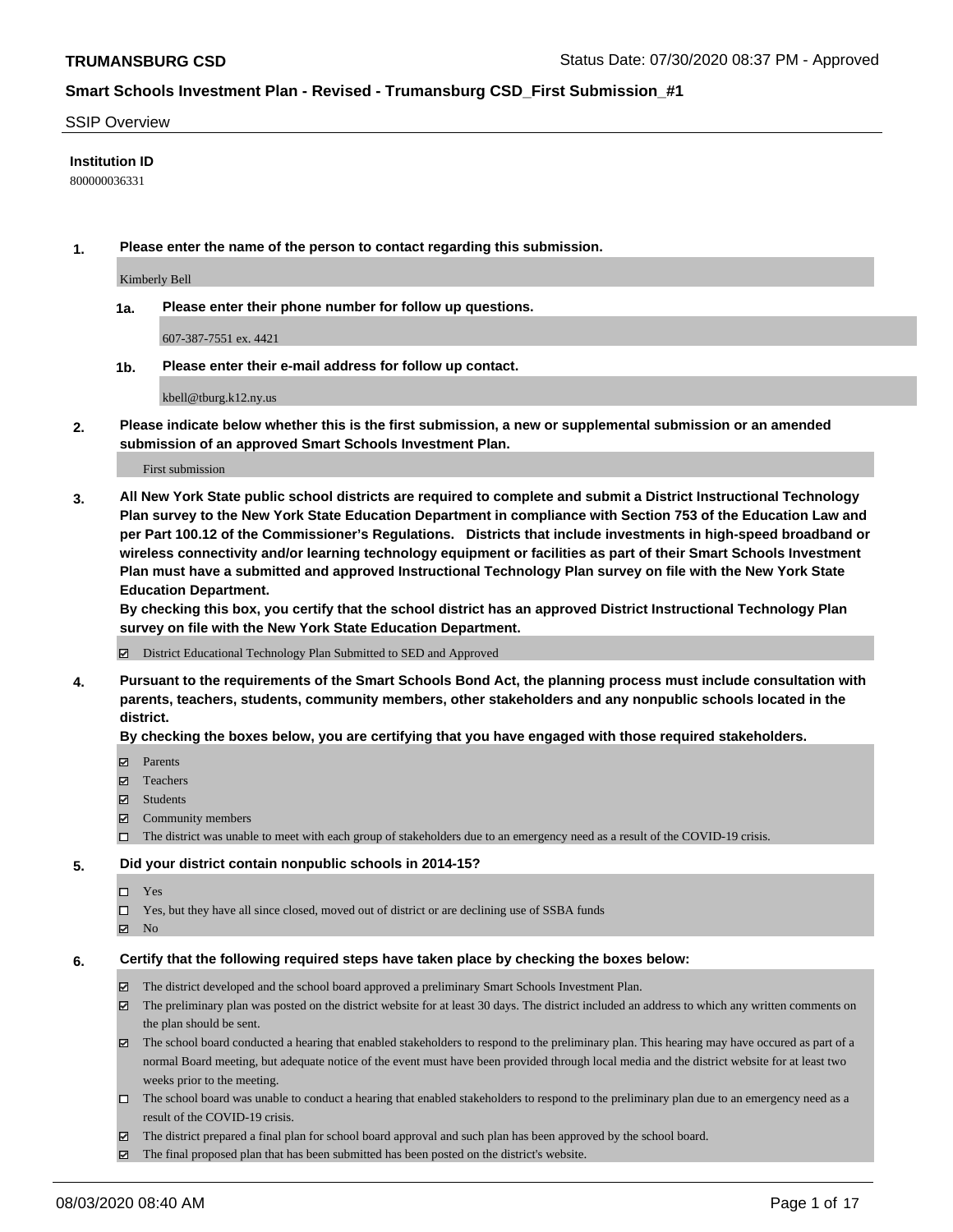SSIP Overview

**Institution ID**

800000036331

**1. Please enter the name of the person to contact regarding this submission.**

Kimberly Bell

**1a. Please enter their phone number for follow up questions.**

607-387-7551 ex. 4421

**1b. Please enter their e-mail address for follow up contact.**

kbell@tburg.k12.ny.us

**2. Please indicate below whether this is the first submission, a new or supplemental submission or an amended submission of an approved Smart Schools Investment Plan.**

First submission

**3. All New York State public school districts are required to complete and submit a District Instructional Technology Plan survey to the New York State Education Department in compliance with Section 753 of the Education Law and per Part 100.12 of the Commissioner's Regulations. Districts that include investments in high-speed broadband or wireless connectivity and/or learning technology equipment or facilities as part of their Smart Schools Investment Plan must have a submitted and approved Instructional Technology Plan survey on file with the New York State Education Department.**
**By checking this box, you certify that the school district has an approved District Instructional Technology Plan survey on file with the New York State Education Department.**

- [x] District Educational Technology Plan Submitted to SED and Approved

**4. Pursuant to the requirements of the Smart Schools Bond Act, the planning process must include consultation with parents, teachers, students, community members, other stakeholders and any nonpublic schools located in the district.**
**By checking the boxes below, you are certifying that you have engaged with those required stakeholders.**

- [x] Parents
- [x] Teachers
- [x] Students
- [x] Community members
- [ ] The district was unable to meet with each group of stakeholders due to an emergency need as a result of the COVID-19 crisis.

**5. Did your district contain nonpublic schools in 2014-15?**

- [ ] Yes
- [ ] Yes, but they have all since closed, moved out of district or are declining use of SSBA funds
- [x] No

**6. Certify that the following required steps have taken place by checking the boxes below:**

- [x] The district developed and the school board approved a preliminary Smart Schools Investment Plan.
- [x] The preliminary plan was posted on the district website for at least 30 days. The district included an address to which any written comments on the plan should be sent.
- [x] The school board conducted a hearing that enabled stakeholders to respond to the preliminary plan. This hearing may have occured as part of a normal Board meeting, but adequate notice of the event must have been provided through local media and the district website for at least two weeks prior to the meeting.
- [ ] The school board was unable to conduct a hearing that enabled stakeholders to respond to the preliminary plan due to an emergency need as a result of the COVID-19 crisis.
- [x] The district prepared a final plan for school board approval and such plan has been approved by the school board.
- [x] The final proposed plan that has been submitted has been posted on the district's website.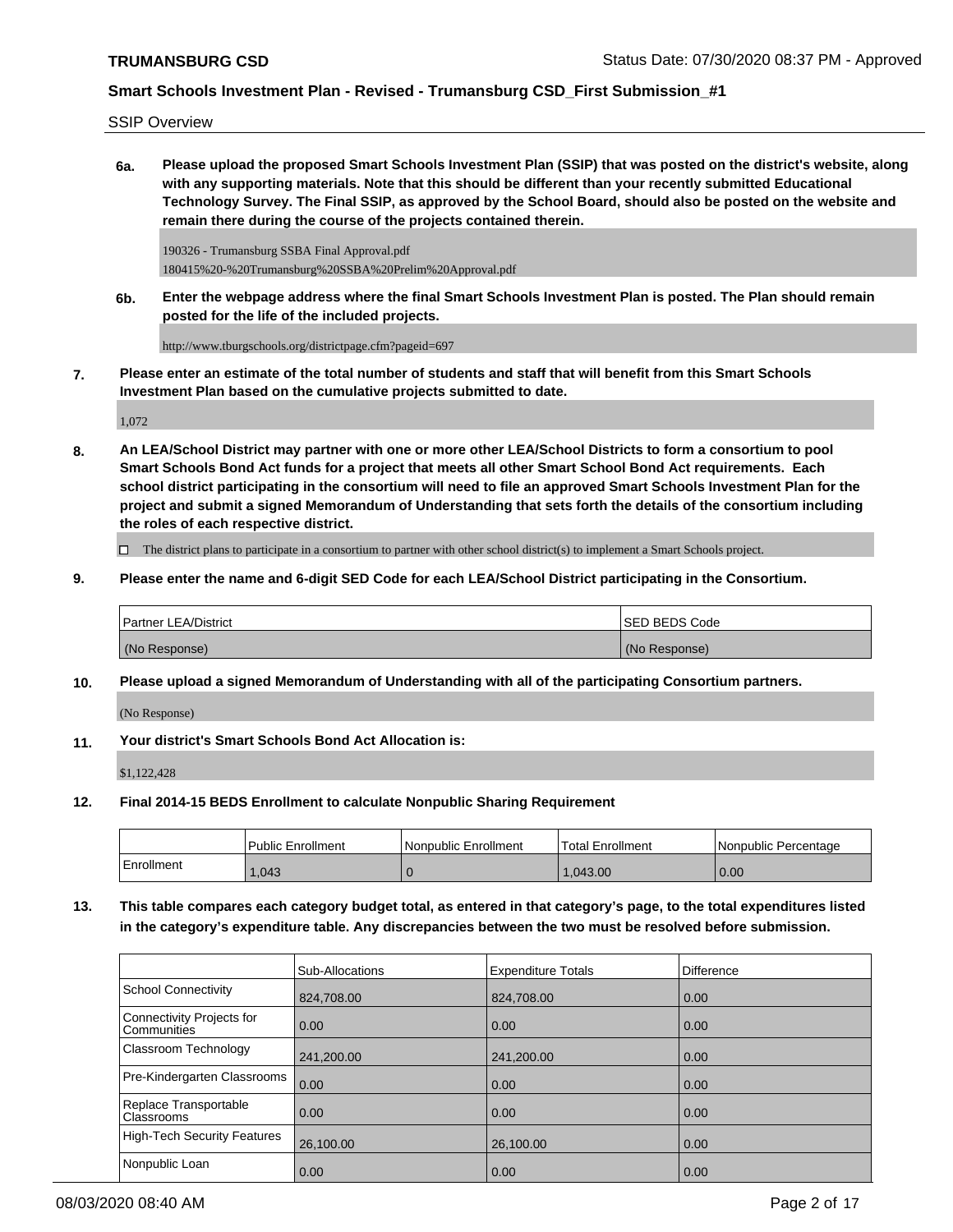SSIP Overview

**6a. Please upload the proposed Smart Schools Investment Plan (SSIP) that was posted on the district's website, along with any supporting materials. Note that this should be different than your recently submitted Educational Technology Survey. The Final SSIP, as approved by the School Board, should also be posted on the website and remain there during the course of the projects contained therein.**

190326 - Trumansburg SSBA Final Approval.pdf
180415%20-%20Trumansburg%20SSBA%20Prelim%20Approval.pdf

**6b. Enter the webpage address where the final Smart Schools Investment Plan is posted. The Plan should remain posted for the life of the included projects.**

http://www.tburgschools.org/districtpage.cfm?pageid=697

**7. Please enter an estimate of the total number of students and staff that will benefit from this Smart Schools Investment Plan based on the cumulative projects submitted to date.**

1,072

**8. An LEA/School District may partner with one or more other LEA/School Districts to form a consortium to pool Smart Schools Bond Act funds for a project that meets all other Smart School Bond Act requirements. Each school district participating in the consortium will need to file an approved Smart Schools Investment Plan for the project and submit a signed Memorandum of Understanding that sets forth the details of the consortium including the roles of each respective district.**

☐ The district plans to participate in a consortium to partner with other school district(s) to implement a Smart Schools project.

**9. Please enter the name and 6-digit SED Code for each LEA/School District participating in the Consortium.**

| Partner LEA/District | SED BEDS Code |
|---|---|
| (No Response) | (No Response) |

**10. Please upload a signed Memorandum of Understanding with all of the participating Consortium partners.**

(No Response)

**11. Your district's Smart Schools Bond Act Allocation is:**

$1,122,428

**12. Final 2014-15 BEDS Enrollment to calculate Nonpublic Sharing Requirement**

| | Public Enrollment | Nonpublic Enrollment | Total Enrollment | Nonpublic Percentage |
|---|---|---|---|---|
| Enrollment | 1,043 | 0 | 1,043.00 | 0.00 |

**13. This table compares each category budget total, as entered in that category's page, to the total expenditures listed in the category's expenditure table. Any discrepancies between the two must be resolved before submission.**

| | Sub-Allocations | Expenditure Totals | Difference |
|---|---|---|---|
| School Connectivity | 824,708.00 | 824,708.00 | 0.00 |
| Connectivity Projects for Communities | 0.00 | 0.00 | 0.00 |
| Classroom Technology | 241,200.00 | 241,200.00 | 0.00 |
| Pre-Kindergarten Classrooms | 0.00 | 0.00 | 0.00 |
| Replace Transportable Classrooms | 0.00 | 0.00 | 0.00 |
| High-Tech Security Features | 26,100.00 | 26,100.00 | 0.00 |
| Nonpublic Loan | 0.00 | 0.00 | 0.00 |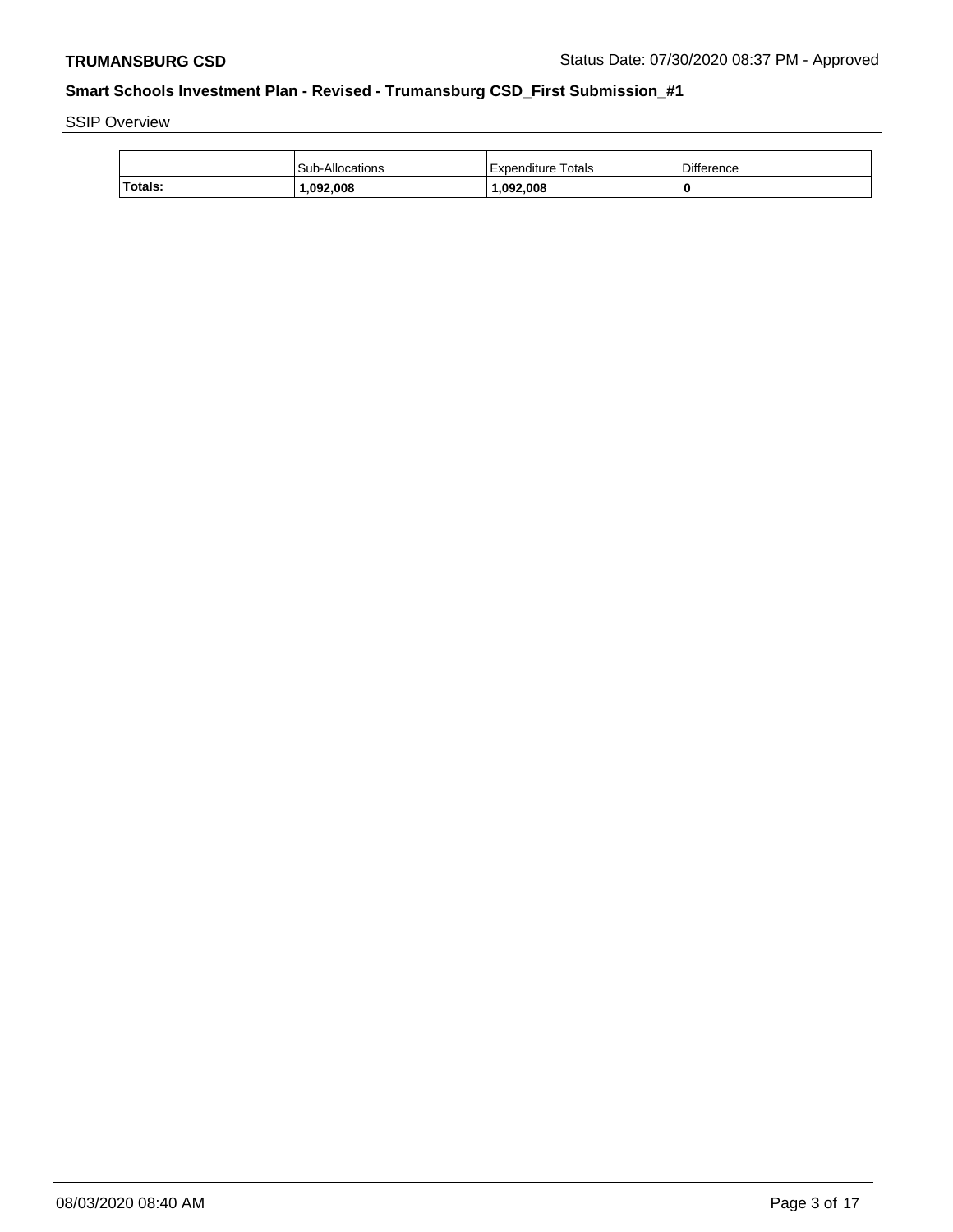SSIP Overview

| | Sub-Allocations | Expenditure Totals | Difference |
|---|---|---|---|
| **Totals:** | **1,092,008** | **1,092,008** | **0** |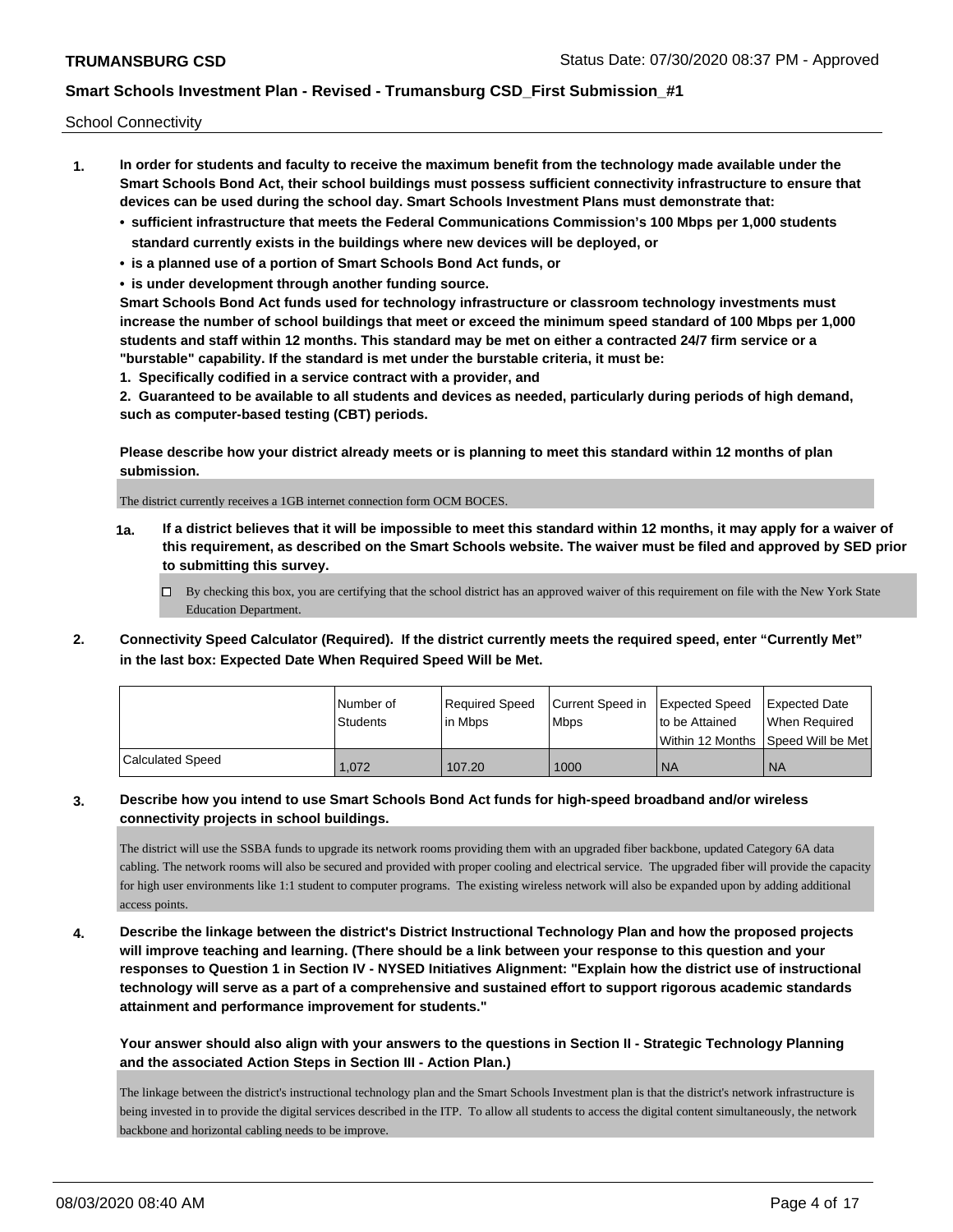School Connectivity

1. **In order for students and faculty to receive the maximum benefit from the technology made available under the Smart Schools Bond Act, their school buildings must possess sufficient connectivity infrastructure to ensure that devices can be used during the school day. Smart Schools Investment Plans must demonstrate that:**
   - **sufficient infrastructure that meets the Federal Communications Commission's 100 Mbps per 1,000 students standard currently exists in the buildings where new devices will be deployed, or**
   - **is a planned use of a portion of Smart Schools Bond Act funds, or**
   - **is under development through another funding source.**

   **Smart Schools Bond Act funds used for technology infrastructure or classroom technology investments must increase the number of school buildings that meet or exceed the minimum speed standard of 100 Mbps per 1,000 students and staff within 12 months. This standard may be met on either a contracted 24/7 firm service or a "burstable" capability. If the standard is met under the burstable criteria, it must be:**

   **1. Specifically codified in a service contract with a provider, and**

   **2. Guaranteed to be available to all students and devices as needed, particularly during periods of high demand, such as computer-based testing (CBT) periods.**

   **Please describe how your district already meets or is planning to meet this standard within 12 months of plan submission.**

   The district currently receives a 1GB internet connection form OCM BOCES.

   **1a. If a district believes that it will be impossible to meet this standard within 12 months, it may apply for a waiver of this requirement, as described on the Smart Schools website. The waiver must be filed and approved by SED prior to submitting this survey.**

   ☐ By checking this box, you are certifying that the school district has an approved waiver of this requirement on file with the New York State Education Department.

2. **Connectivity Speed Calculator (Required). If the district currently meets the required speed, enter "Currently Met" in the last box: Expected Date When Required Speed Will be Met.**

| | Number of Students | Required Speed in Mbps | Current Speed in Mbps | Expected Speed to be Attained Within 12 Months | Expected Date When Required Speed Will be Met |
|---|---|---|---|---|---|
| Calculated Speed | 1,072 | 107.20 | 1000 | NA | NA |

3. **Describe how you intend to use Smart Schools Bond Act funds for high-speed broadband and/or wireless connectivity projects in school buildings.**

   The district will use the SSBA funds to upgrade its network rooms providing them with an upgraded fiber backbone, updated Category 6A data cabling. The network rooms will also be secured and provided with proper cooling and electrical service. The upgraded fiber will provide the capacity for high user environments like 1:1 student to computer programs. The existing wireless network will also be expanded upon by adding additional access points.

4. **Describe the linkage between the district's District Instructional Technology Plan and how the proposed projects will improve teaching and learning. (There should be a link between your response to this question and your responses to Question 1 in Section IV - NYSED Initiatives Alignment: "Explain how the district use of instructional technology will serve as a part of a comprehensive and sustained effort to support rigorous academic standards attainment and performance improvement for students."**

   **Your answer should also align with your answers to the questions in Section II - Strategic Technology Planning and the associated Action Steps in Section III - Action Plan.)**

   The linkage between the district's instructional technology plan and the Smart Schools Investment plan is that the district's network infrastructure is being invested in to provide the digital services described in the ITP. To allow all students to access the digital content simultaneously, the network backbone and horizontal cabling needs to be improve.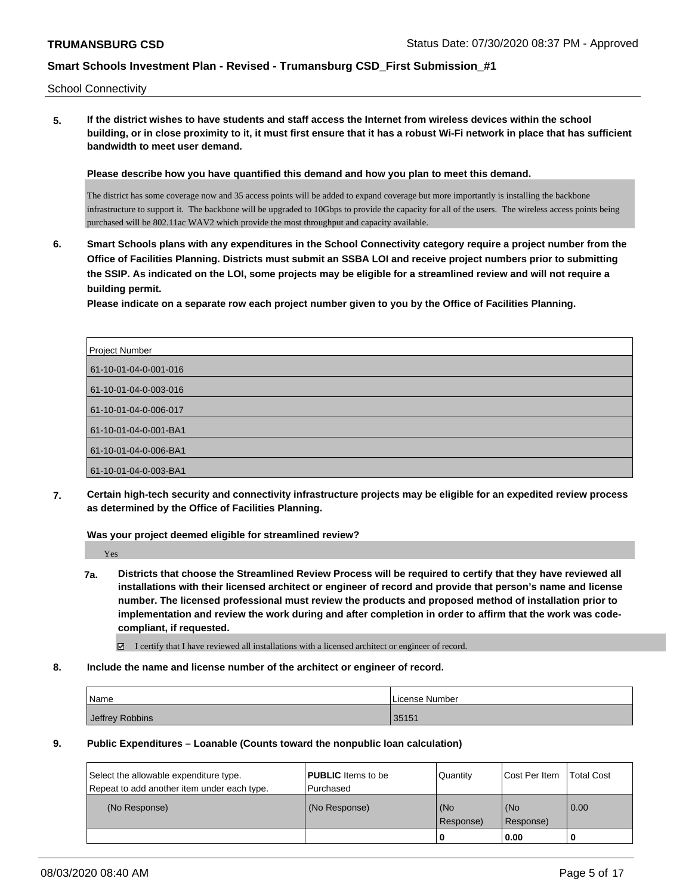School Connectivity

**5. If the district wishes to have students and staff access the Internet from wireless devices within the school building, or in close proximity to it, it must first ensure that it has a robust Wi-Fi network in place that has sufficient bandwidth to meet user demand.**

**Please describe how you have quantified this demand and how you plan to meet this demand.**

The district has some coverage now and 35 access points will be added to expand coverage but more importantly is installing the backbone infrastructure to support it. The backbone will be upgraded to 10Gbps to provide the capacity for all of the users. The wireless access points being purchased will be 802.11ac WAV2 which provide the most throughput and capacity available.

**6. Smart Schools plans with any expenditures in the School Connectivity category require a project number from the Office of Facilities Planning. Districts must submit an SSBA LOI and receive project numbers prior to submitting the SSIP. As indicated on the LOI, some projects may be eligible for a streamlined review and will not require a building permit.**

**Please indicate on a separate row each project number given to you by the Office of Facilities Planning.**

| Project Number |
|---|
| 61-10-01-04-0-001-016 |
| 61-10-01-04-0-003-016 |
| 61-10-01-04-0-006-017 |
| 61-10-01-04-0-001-BA1 |
| 61-10-01-04-0-006-BA1 |
| 61-10-01-04-0-003-BA1 |

**7. Certain high-tech security and connectivity infrastructure projects may be eligible for an expedited review process as determined by the Office of Facilities Planning.**

**Was your project deemed eligible for streamlined review?**

Yes

**7a. Districts that choose the Streamlined Review Process will be required to certify that they have reviewed all installations with their licensed architect or engineer of record and provide that person's name and license number. The licensed professional must review the products and proposed method of installation prior to implementation and review the work during and after completion in order to affirm that the work was code-compliant, if requested.**

☑ I certify that I have reviewed all installations with a licensed architect or engineer of record.

**8. Include the name and license number of the architect or engineer of record.**

| Name | License Number |
|---|---|
| Jeffrey Robbins | 35151 |

**9. Public Expenditures – Loanable (Counts toward the nonpublic loan calculation)**

| Select the allowable expenditure type. Repeat to add another item under each type. | **PUBLIC** Items to be Purchased | Quantity | Cost Per Item | Total Cost |
|---|---|---|---|---|
| (No Response) | (No Response) | (No Response) | (No Response) | 0.00 |
| | | **0** | **0.00** | **0** |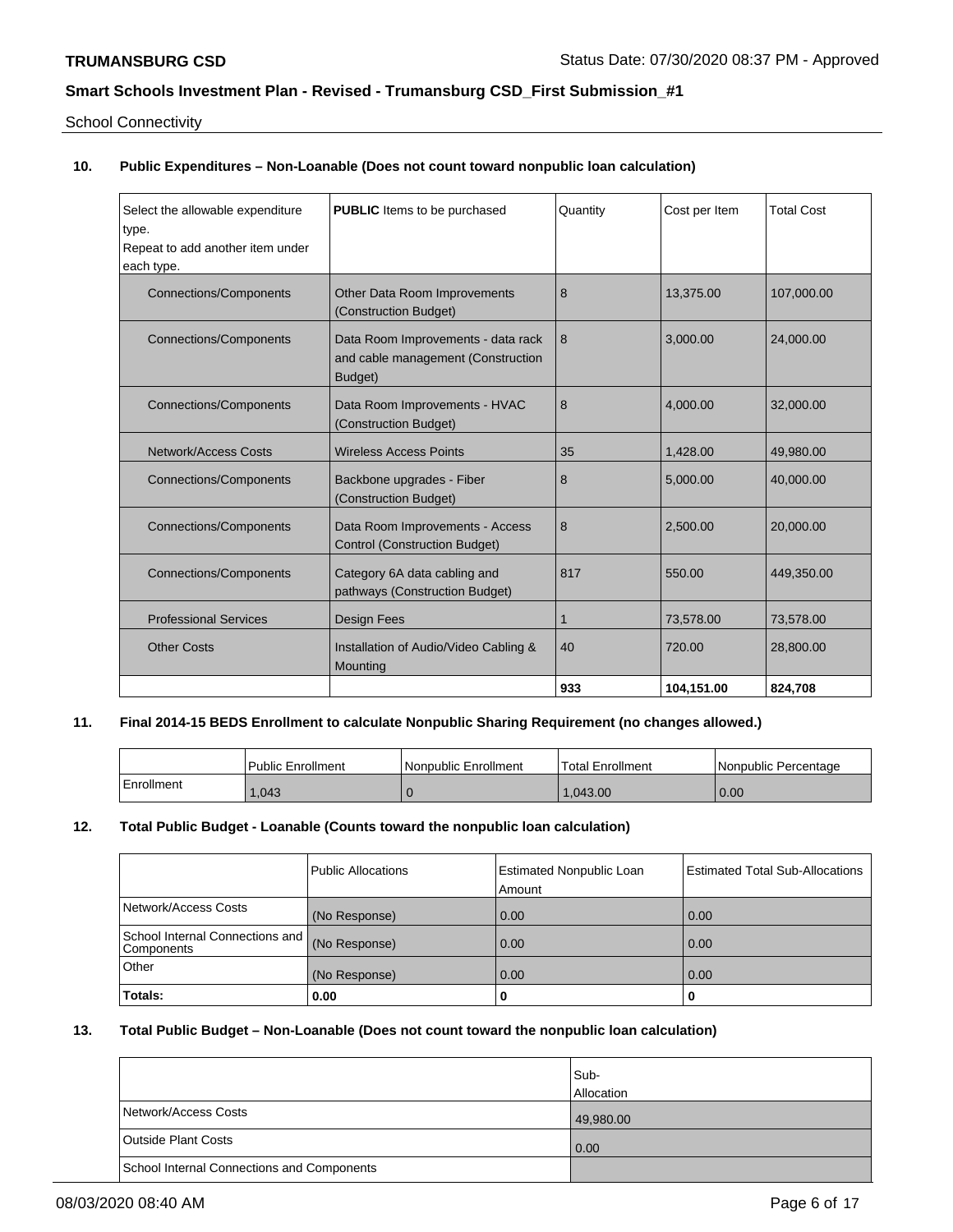School Connectivity

**10. Public Expenditures – Non-Loanable (Does not count toward nonpublic loan calculation)**

| Select the allowable expenditure type. Repeat to add another item under each type. | **PUBLIC** Items to be purchased | Quantity | Cost per Item | Total Cost |
|---|---|---|---|---|
| Connections/Components | Other Data Room Improvements (Construction Budget) | 8 | 13,375.00 | 107,000.00 |
| Connections/Components | Data Room Improvements - data rack and cable management (Construction Budget) | 8 | 3,000.00 | 24,000.00 |
| Connections/Components | Data Room Improvements - HVAC (Construction Budget) | 8 | 4,000.00 | 32,000.00 |
| Network/Access Costs | Wireless Access Points | 35 | 1,428.00 | 49,980.00 |
| Connections/Components | Backbone upgrades - Fiber (Construction Budget) | 8 | 5,000.00 | 40,000.00 |
| Connections/Components | Data Room Improvements - Access Control (Construction Budget) | 8 | 2,500.00 | 20,000.00 |
| Connections/Components | Category 6A data cabling and pathways (Construction Budget) | 817 | 550.00 | 449,350.00 |
| Professional Services | Design Fees | 1 | 73,578.00 | 73,578.00 |
| Other Costs | Installation of Audio/Video Cabling & Mounting | 40 | 720.00 | 28,800.00 |
| | | **933** | **104,151.00** | **824,708** |

**11. Final 2014-15 BEDS Enrollment to calculate Nonpublic Sharing Requirement (no changes allowed.)**

| | Public Enrollment | Nonpublic Enrollment | Total Enrollment | Nonpublic Percentage |
|---|---|---|---|---|
| Enrollment | 1,043 | 0 | 1,043.00 | 0.00 |

**12. Total Public Budget - Loanable (Counts toward the nonpublic loan calculation)**

| | Public Allocations | Estimated Nonpublic Loan Amount | Estimated Total Sub-Allocations |
|---|---|---|---|
| Network/Access Costs | (No Response) | 0.00 | 0.00 |
| School Internal Connections and Components | (No Response) | 0.00 | 0.00 |
| Other | (No Response) | 0.00 | 0.00 |
| **Totals:** | **0.00** | **0** | **0** |

**13. Total Public Budget – Non-Loanable (Does not count toward the nonpublic loan calculation)**

| | Sub-Allocation |
|---|---|
| Network/Access Costs | 49,980.00 |
| Outside Plant Costs | 0.00 |
| School Internal Connections and Components | |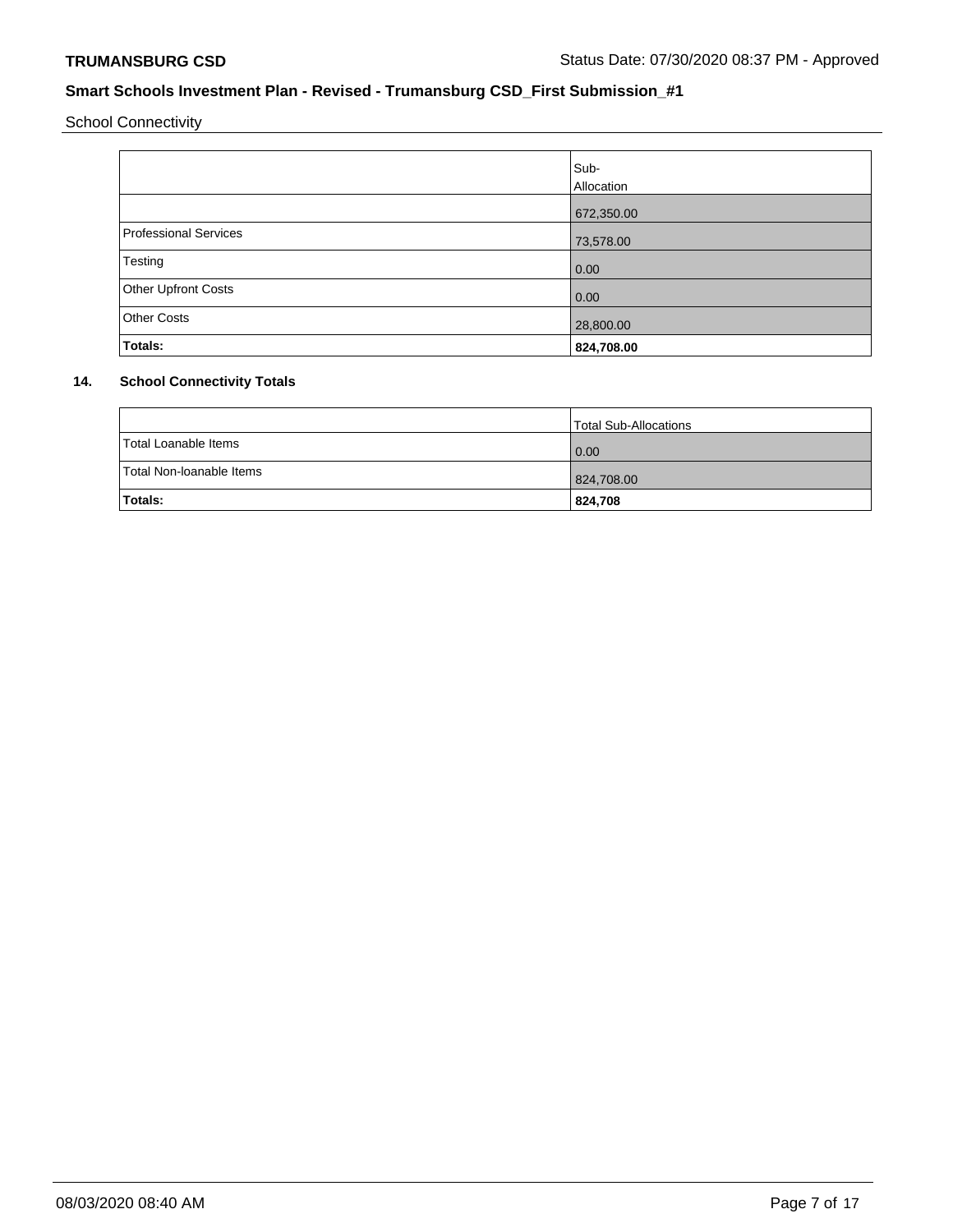School Connectivity

| | Sub-Allocation |
|---|---|
| | 672,350.00 |
| Professional Services | 73,578.00 |
| Testing | 0.00 |
| Other Upfront Costs | 0.00 |
| Other Costs | 28,800.00 |
| **Totals:** | **824,708.00** |

## 14. School Connectivity Totals

| | Total Sub-Allocations |
|---|---|
| Total Loanable Items | 0.00 |
| Total Non-loanable Items | 824,708.00 |
| **Totals:** | **824,708** |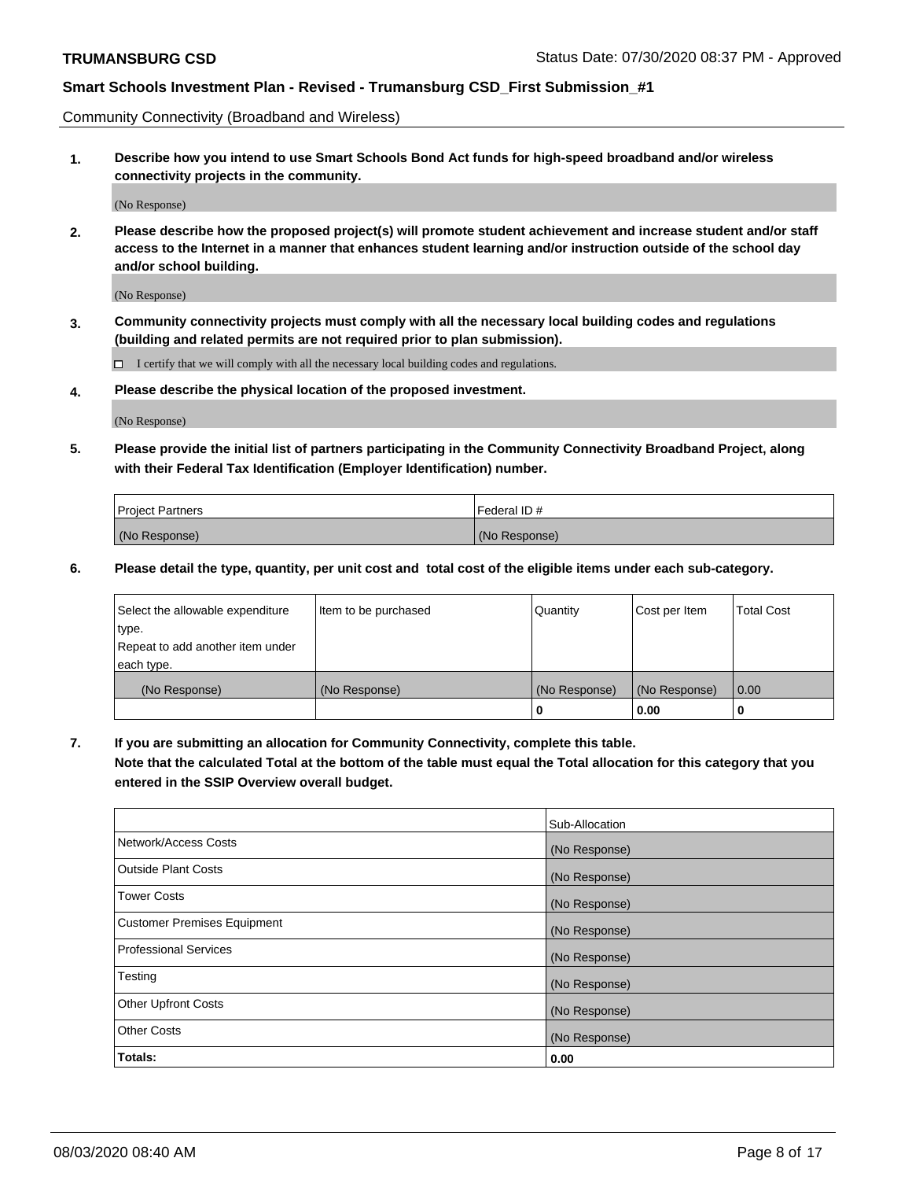Community Connectivity (Broadband and Wireless)

**1. Describe how you intend to use Smart Schools Bond Act funds for high-speed broadband and/or wireless connectivity projects in the community.**

(No Response)

**2. Please describe how the proposed project(s) will promote student achievement and increase student and/or staff access to the Internet in a manner that enhances student learning and/or instruction outside of the school day and/or school building.**

(No Response)

**3. Community connectivity projects must comply with all the necessary local building codes and regulations (building and related permits are not required prior to plan submission).**

☐ I certify that we will comply with all the necessary local building codes and regulations.

**4. Please describe the physical location of the proposed investment.**

(No Response)

**5. Please provide the initial list of partners participating in the Community Connectivity Broadband Project, along with their Federal Tax Identification (Employer Identification) number.**

| Project Partners | Federal ID # |
|---|---|
| (No Response) | (No Response) |

**6. Please detail the type, quantity, per unit cost and total cost of the eligible items under each sub-category.**

| Select the allowable expenditure type. Repeat to add another item under each type. | Item to be purchased | Quantity | Cost per Item | Total Cost |
|---|---|---|---|---|
| (No Response) | (No Response) | (No Response) | (No Response) | 0.00 |
| | | 0 | 0.00 | 0 |

**7. If you are submitting an allocation for Community Connectivity, complete this table. Note that the calculated Total at the bottom of the table must equal the Total allocation for this category that you entered in the SSIP Overview overall budget.**

| | Sub-Allocation |
|---|---|
| Network/Access Costs | (No Response) |
| Outside Plant Costs | (No Response) |
| Tower Costs | (No Response) |
| Customer Premises Equipment | (No Response) |
| Professional Services | (No Response) |
| Testing | (No Response) |
| Other Upfront Costs | (No Response) |
| Other Costs | (No Response) |
| **Totals:** | **0.00** |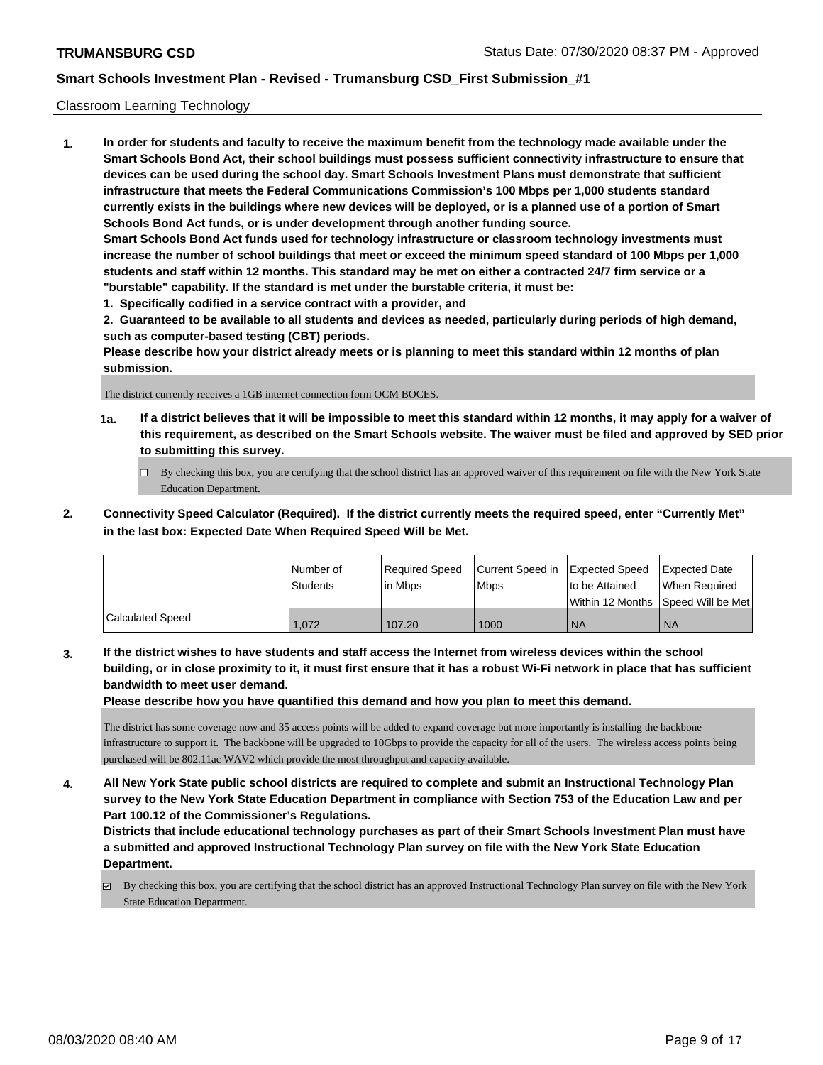Classroom Learning Technology

**1. In order for students and faculty to receive the maximum benefit from the technology made available under the Smart Schools Bond Act, their school buildings must possess sufficient connectivity infrastructure to ensure that devices can be used during the school day. Smart Schools Investment Plans must demonstrate that sufficient infrastructure that meets the Federal Communications Commission's 100 Mbps per 1,000 students standard currently exists in the buildings where new devices will be deployed, or is a planned use of a portion of Smart Schools Bond Act funds, or is under development through another funding source.**

**Smart Schools Bond Act funds used for technology infrastructure or classroom technology investments must increase the number of school buildings that meet or exceed the minimum speed standard of 100 Mbps per 1,000 students and staff within 12 months. This standard may be met on either a contracted 24/7 firm service or a "burstable" capability. If the standard is met under the burstable criteria, it must be:**

**1. Specifically codified in a service contract with a provider, and**

**2. Guaranteed to be available to all students and devices as needed, particularly during periods of high demand, such as computer-based testing (CBT) periods.**

**Please describe how your district already meets or is planning to meet this standard within 12 months of plan submission.**

The district currently receives a 1GB internet connection form OCM BOCES.

**1a. If a district believes that it will be impossible to meet this standard within 12 months, it may apply for a waiver of this requirement, as described on the Smart Schools website. The waiver must be filed and approved by SED prior to submitting this survey.**

☐ By checking this box, you are certifying that the school district has an approved waiver of this requirement on file with the New York State Education Department.

**2. Connectivity Speed Calculator (Required). If the district currently meets the required speed, enter "Currently Met" in the last box: Expected Date When Required Speed Will be Met.**

| | Number of Students | Required Speed in Mbps | Current Speed in Mbps | Expected Speed to be Attained Within 12 Months | Expected Date When Required Speed Will be Met |
|---|---|---|---|---|---|
| Calculated Speed | 1,072 | 107.20 | 1000 | NA | NA |

**3. If the district wishes to have students and staff access the Internet from wireless devices within the school building, or in close proximity to it, it must first ensure that it has a robust Wi-Fi network in place that has sufficient bandwidth to meet user demand.**

**Please describe how you have quantified this demand and how you plan to meet this demand.**

The district has some coverage now and 35 access points will be added to expand coverage but more importantly is installing the backbone infrastructure to support it. The backbone will be upgraded to 10Gbps to provide the capacity for all of the users. The wireless access points being purchased will be 802.11ac WAV2 which provide the most throughput and capacity available.

**4. All New York State public school districts are required to complete and submit an Instructional Technology Plan survey to the New York State Education Department in compliance with Section 753 of the Education Law and per Part 100.12 of the Commissioner's Regulations.**

**Districts that include educational technology purchases as part of their Smart Schools Investment Plan must have a submitted and approved Instructional Technology Plan survey on file with the New York State Education Department.**

☑ By checking this box, you are certifying that the school district has an approved Instructional Technology Plan survey on file with the New York State Education Department.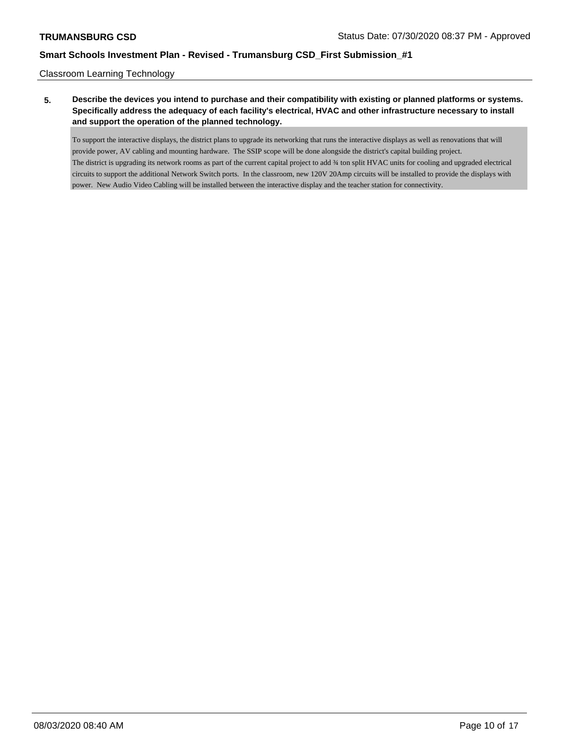Classroom Learning Technology

**5. Describe the devices you intend to purchase and their compatibility with existing or planned platforms or systems. Specifically address the adequacy of each facility's electrical, HVAC and other infrastructure necessary to install and support the operation of the planned technology.**

To support the interactive displays, the district plans to upgrade its networking that runs the interactive displays as well as renovations that will provide power, AV cabling and mounting hardware. The SSIP scope will be done alongside the district's capital building project.
The district is upgrading its network rooms as part of the current capital project to add ¾ ton split HVAC units for cooling and upgraded electrical circuits to support the additional Network Switch ports. In the classroom, new 120V 20Amp circuits will be installed to provide the displays with power. New Audio Video Cabling will be installed between the interactive display and the teacher station for connectivity.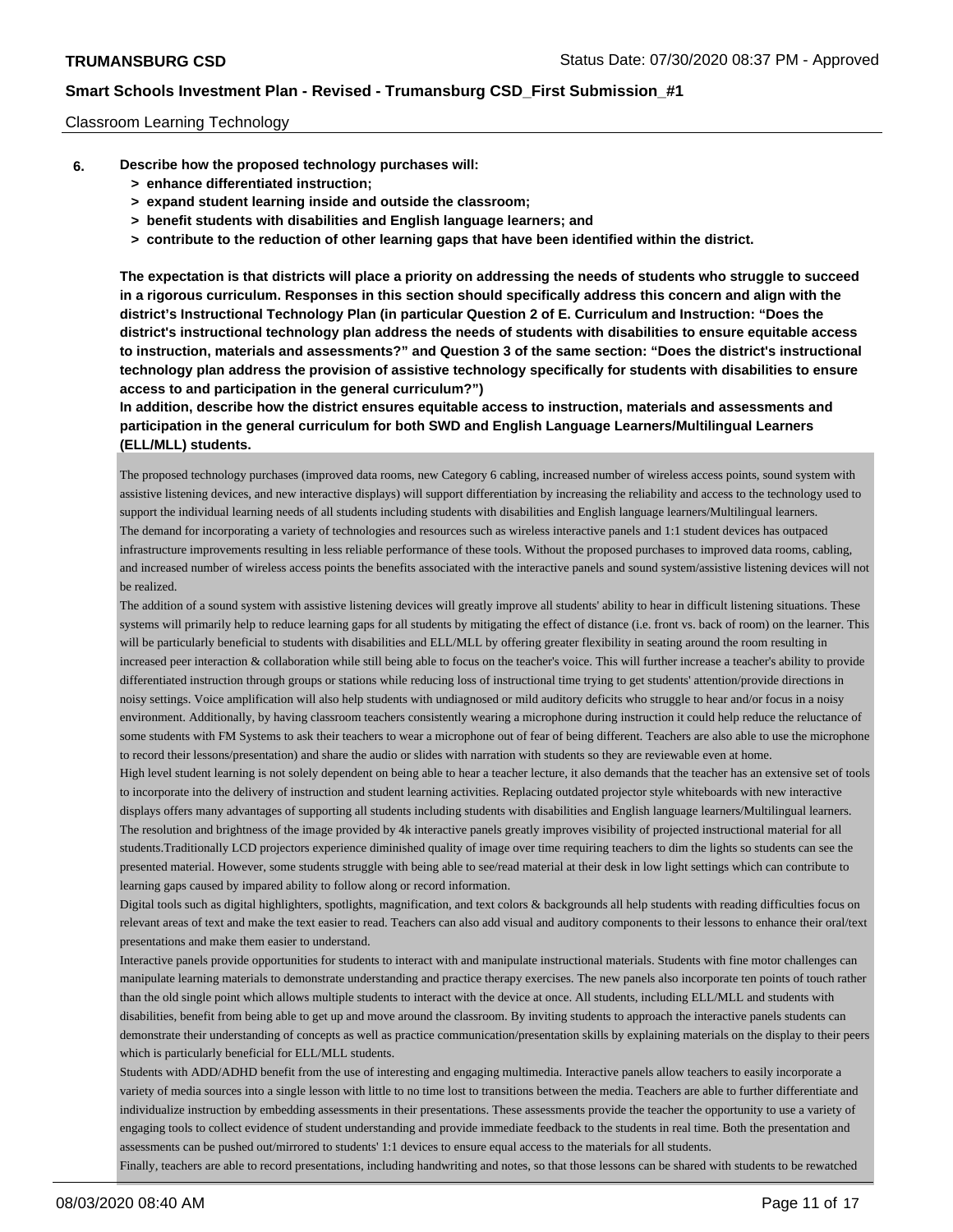Classroom Learning Technology

**6. Describe how the proposed technology purchases will:**
**> enhance differentiated instruction;**
**> expand student learning inside and outside the classroom;**
**> benefit students with disabilities and English language learners; and**
**> contribute to the reduction of other learning gaps that have been identified within the district.**

**The expectation is that districts will place a priority on addressing the needs of students who struggle to succeed in a rigorous curriculum. Responses in this section should specifically address this concern and align with the district's Instructional Technology Plan (in particular Question 2 of E. Curriculum and Instruction: "Does the district's instructional technology plan address the needs of students with disabilities to ensure equitable access to instruction, materials and assessments?" and Question 3 of the same section: "Does the district's instructional technology plan address the provision of assistive technology specifically for students with disabilities to ensure access to and participation in the general curriculum?")**
**In addition, describe how the district ensures equitable access to instruction, materials and assessments and participation in the general curriculum for both SWD and English Language Learners/Multilingual Learners (ELL/MLL) students.**

The proposed technology purchases (improved data rooms, new Category 6 cabling, increased number of wireless access points, sound system with assistive listening devices, and new interactive displays) will support differentiation by increasing the reliability and access to the technology used to support the individual learning needs of all students including students with disabilities and English language learners/Multilingual learners.
The demand for incorporating a variety of technologies and resources such as wireless interactive panels and 1:1 student devices has outpaced infrastructure improvements resulting in less reliable performance of these tools. Without the proposed purchases to improved data rooms, cabling, and increased number of wireless access points the benefits associated with the interactive panels and sound system/assistive listening devices will not be realized.
The addition of a sound system with assistive listening devices will greatly improve all students' ability to hear in difficult listening situations. These systems will primarily help to reduce learning gaps for all students by mitigating the effect of distance (i.e. front vs. back of room) on the learner. This will be particularly beneficial to students with disabilities and ELL/MLL by offering greater flexibility in seating around the room resulting in increased peer interaction & collaboration while still being able to focus on the teacher's voice. This will further increase a teacher's ability to provide differentiated instruction through groups or stations while reducing loss of instructional time trying to get students' attention/provide directions in noisy settings. Voice amplification will also help students with undiagnosed or mild auditory deficits who struggle to hear and/or focus in a noisy environment. Additionally, by having classroom teachers consistently wearing a microphone during instruction it could help reduce the reluctance of some students with FM Systems to ask their teachers to wear a microphone out of fear of being different. Teachers are also able to use the microphone to record their lessons/presentation) and share the audio or slides with narration with students so they are reviewable even at home.
High level student learning is not solely dependent on being able to hear a teacher lecture, it also demands that the teacher has an extensive set of tools to incorporate into the delivery of instruction and student learning activities. Replacing outdated projector style whiteboards with new interactive displays offers many advantages of supporting all students including students with disabilities and English language learners/Multilingual learners. The resolution and brightness of the image provided by 4k interactive panels greatly improves visibility of projected instructional material for all students.Traditionally LCD projectors experience diminished quality of image over time requiring teachers to dim the lights so students can see the presented material. However, some students struggle with being able to see/read material at their desk in low light settings which can contribute to learning gaps caused by impared ability to follow along or record information.
Digital tools such as digital highlighters, spotlights, magnification, and text colors & backgrounds all help students with reading difficulties focus on relevant areas of text and make the text easier to read. Teachers can also add visual and auditory components to their lessons to enhance their oral/text presentations and make them easier to understand.
Interactive panels provide opportunities for students to interact with and manipulate instructional materials. Students with fine motor challenges can manipulate learning materials to demonstrate understanding and practice therapy exercises. The new panels also incorporate ten points of touch rather than the old single point which allows multiple students to interact with the device at once. All students, including ELL/MLL and students with disabilities, benefit from being able to get up and move around the classroom. By inviting students to approach the interactive panels students can demonstrate their understanding of concepts as well as practice communication/presentation skills by explaining materials on the display to their peers which is particularly beneficial for ELL/MLL students.
Students with ADD/ADHD benefit from the use of interesting and engaging multimedia. Interactive panels allow teachers to easily incorporate a variety of media sources into a single lesson with little to no time lost to transitions between the media. Teachers are able to further differentiate and individualize instruction by embedding assessments in their presentations. These assessments provide the teacher the opportunity to use a variety of engaging tools to collect evidence of student understanding and provide immediate feedback to the students in real time. Both the presentation and assessments can be pushed out/mirrored to students' 1:1 devices to ensure equal access to the materials for all students.
Finally, teachers are able to record presentations, including handwriting and notes, so that those lessons can be shared with students to be rewatched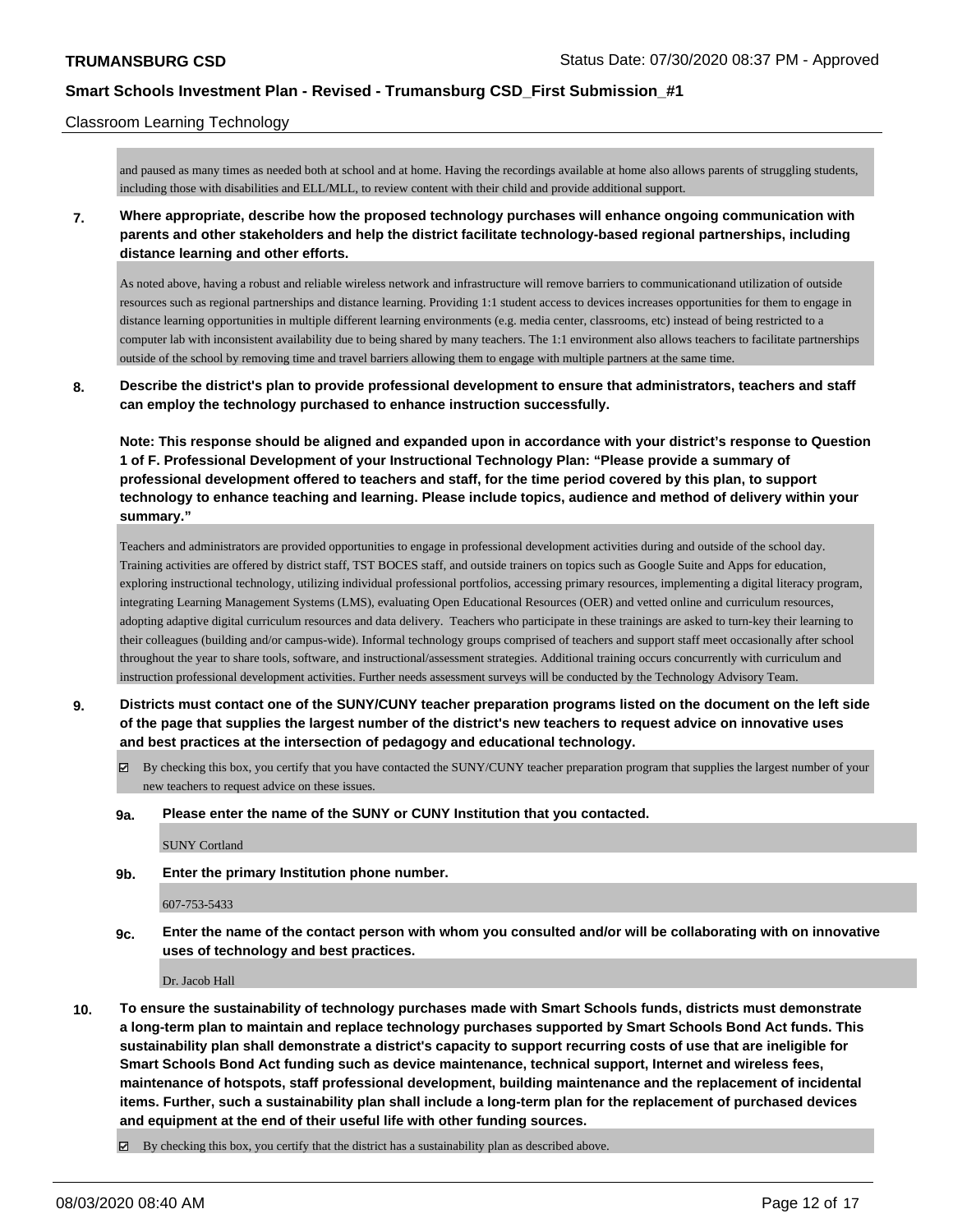Classroom Learning Technology

and paused as many times as needed both at school and at home. Having the recordings available at home also allows parents of struggling students, including those with disabilities and ELL/MLL, to review content with their child and provide additional support.

**7. Where appropriate, describe how the proposed technology purchases will enhance ongoing communication with parents and other stakeholders and help the district facilitate technology-based regional partnerships, including distance learning and other efforts.**

As noted above, having a robust and reliable wireless network and infrastructure will remove barriers to communicationand utilization of outside resources such as regional partnerships and distance learning. Providing 1:1 student access to devices increases opportunities for them to engage in distance learning opportunities in multiple different learning environments (e.g. media center, classrooms, etc) instead of being restricted to a computer lab with inconsistent availability due to being shared by many teachers. The 1:1 environment also allows teachers to facilitate partnerships outside of the school by removing time and travel barriers allowing them to engage with multiple partners at the same time.

**8. Describe the district's plan to provide professional development to ensure that administrators, teachers and staff can employ the technology purchased to enhance instruction successfully.**

**Note: This response should be aligned and expanded upon in accordance with your district's response to Question 1 of F. Professional Development of your Instructional Technology Plan: "Please provide a summary of professional development offered to teachers and staff, for the time period covered by this plan, to support technology to enhance teaching and learning. Please include topics, audience and method of delivery within your summary."**

Teachers and administrators are provided opportunities to engage in professional development activities during and outside of the school day. Training activities are offered by district staff, TST BOCES staff, and outside trainers on topics such as Google Suite and Apps for education, exploring instructional technology, utilizing individual professional portfolios, accessing primary resources, implementing a digital literacy program, integrating Learning Management Systems (LMS), evaluating Open Educational Resources (OER) and vetted online and curriculum resources, adopting adaptive digital curriculum resources and data delivery. Teachers who participate in these trainings are asked to turn-key their learning to their colleagues (building and/or campus-wide). Informal technology groups comprised of teachers and support staff meet occasionally after school throughout the year to share tools, software, and instructional/assessment strategies. Additional training occurs concurrently with curriculum and instruction professional development activities. Further needs assessment surveys will be conducted by the Technology Advisory Team.

**9. Districts must contact one of the SUNY/CUNY teacher preparation programs listed on the document on the left side of the page that supplies the largest number of the district's new teachers to request advice on innovative uses and best practices at the intersection of pedagogy and educational technology.**

☑ By checking this box, you certify that you have contacted the SUNY/CUNY teacher preparation program that supplies the largest number of your new teachers to request advice on these issues.

**9a. Please enter the name of the SUNY or CUNY Institution that you contacted.**

SUNY Cortland

**9b. Enter the primary Institution phone number.**

607-753-5433

**9c. Enter the name of the contact person with whom you consulted and/or will be collaborating with on innovative uses of technology and best practices.**

Dr. Jacob Hall

**10. To ensure the sustainability of technology purchases made with Smart Schools funds, districts must demonstrate a long-term plan to maintain and replace technology purchases supported by Smart Schools Bond Act funds. This sustainability plan shall demonstrate a district's capacity to support recurring costs of use that are ineligible for Smart Schools Bond Act funding such as device maintenance, technical support, Internet and wireless fees, maintenance of hotspots, staff professional development, building maintenance and the replacement of incidental items. Further, such a sustainability plan shall include a long-term plan for the replacement of purchased devices and equipment at the end of their useful life with other funding sources.**

☑ By checking this box, you certify that the district has a sustainability plan as described above.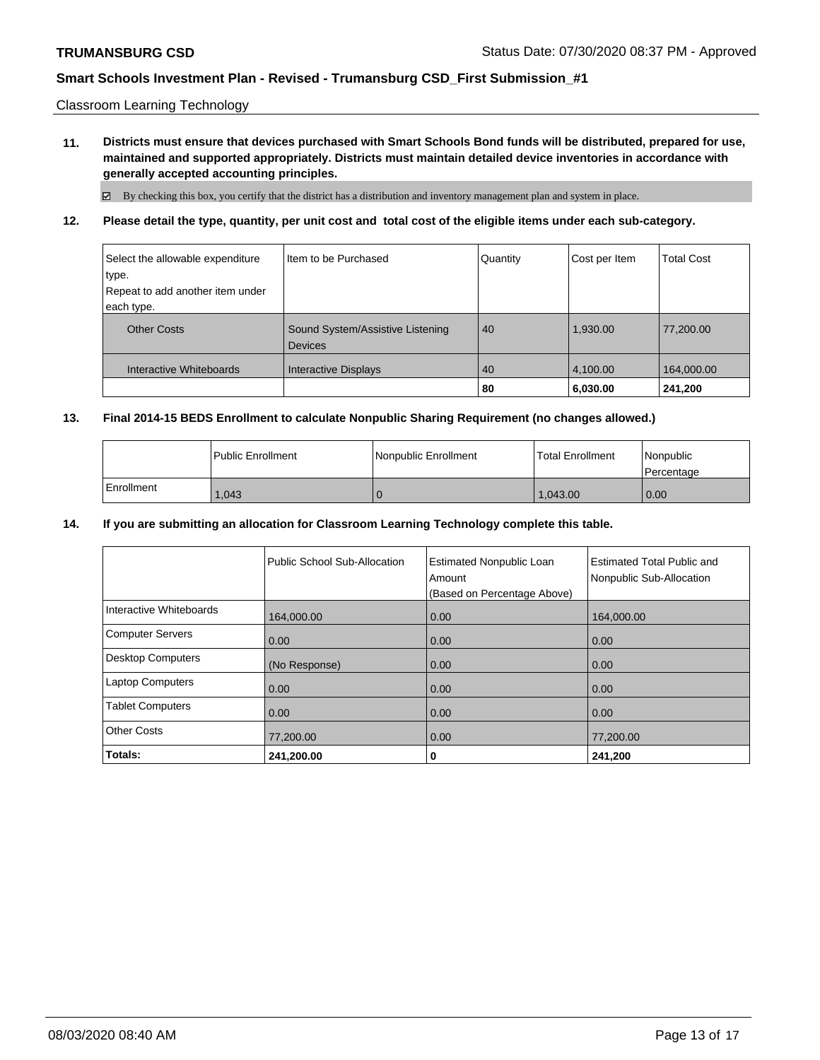Classroom Learning Technology

**11. Districts must ensure that devices purchased with Smart Schools Bond funds will be distributed, prepared for use, maintained and supported appropriately. Districts must maintain detailed device inventories in accordance with generally accepted accounting principles.**

☑ By checking this box, you certify that the district has a distribution and inventory management plan and system in place.

**12. Please detail the type, quantity, per unit cost and total cost of the eligible items under each sub-category.**

| Select the allowable expenditure type. Repeat to add another item under each type. | Item to be Purchased | Quantity | Cost per Item | Total Cost |
|---|---|---|---|---|
| Other Costs | Sound System/Assistive Listening Devices | 40 | 1,930.00 | 77,200.00 |
| Interactive Whiteboards | Interactive Displays | 40 | 4,100.00 | 164,000.00 |
| | | **80** | **6,030.00** | **241,200** |

**13. Final 2014-15 BEDS Enrollment to calculate Nonpublic Sharing Requirement (no changes allowed.)**

| | Public Enrollment | Nonpublic Enrollment | Total Enrollment | Nonpublic Percentage |
|---|---|---|---|---|
| Enrollment | 1,043 | 0 | 1,043.00 | 0.00 |

**14. If you are submitting an allocation for Classroom Learning Technology complete this table.**

| | Public School Sub-Allocation | Estimated Nonpublic Loan Amount (Based on Percentage Above) | Estimated Total Public and Nonpublic Sub-Allocation |
|---|---|---|---|
| Interactive Whiteboards | 164,000.00 | 0.00 | 164,000.00 |
| Computer Servers | 0.00 | 0.00 | 0.00 |
| Desktop Computers | (No Response) | 0.00 | 0.00 |
| Laptop Computers | 0.00 | 0.00 | 0.00 |
| Tablet Computers | 0.00 | 0.00 | 0.00 |
| Other Costs | 77,200.00 | 0.00 | 77,200.00 |
| **Totals:** | **241,200.00** | **0** | **241,200** |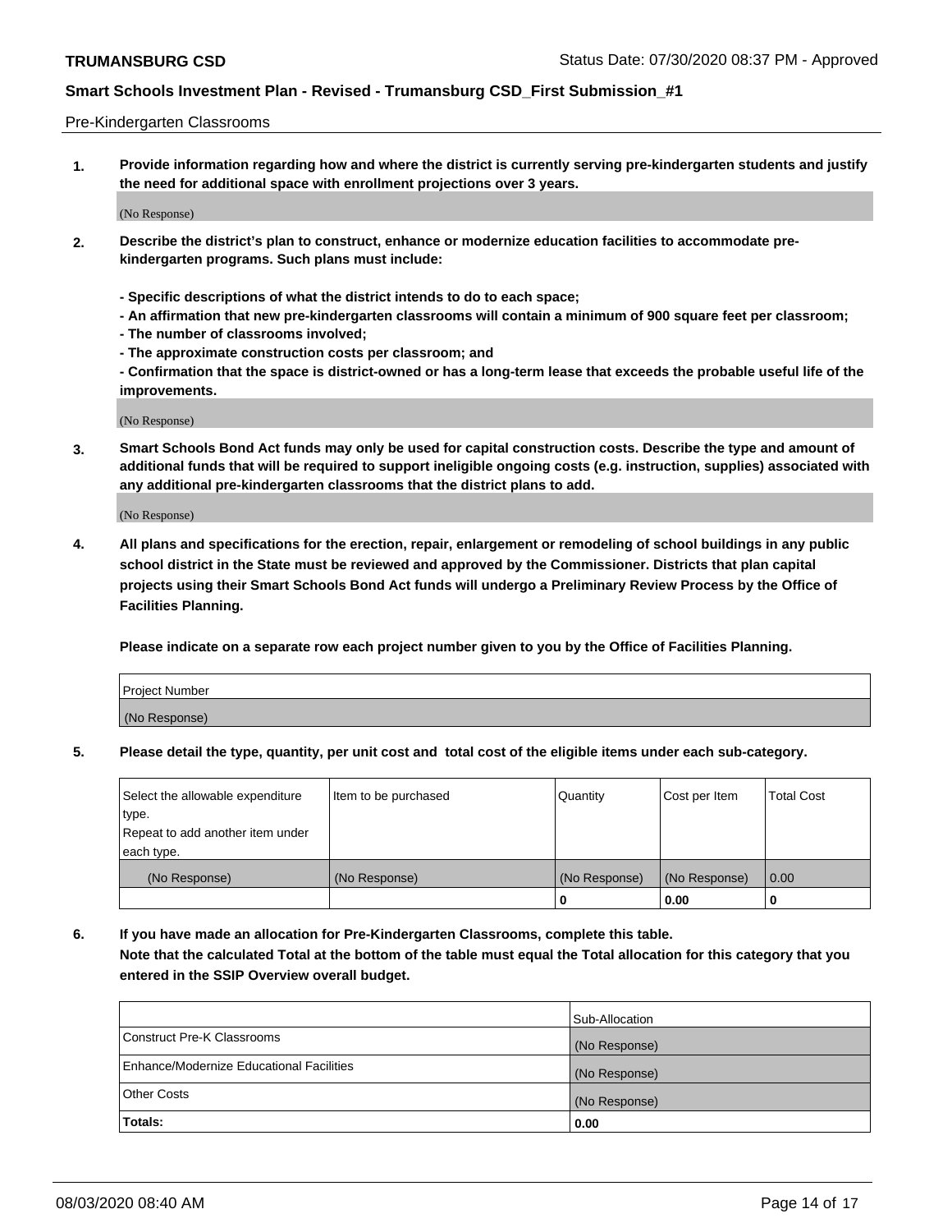Pre-Kindergarten Classrooms

**1. Provide information regarding how and where the district is currently serving pre-kindergarten students and justify the need for additional space with enrollment projections over 3 years.**

(No Response)

**2. Describe the district's plan to construct, enhance or modernize education facilities to accommodate pre-kindergarten programs. Such plans must include:**

**- Specific descriptions of what the district intends to do to each space;**
**- An affirmation that new pre-kindergarten classrooms will contain a minimum of 900 square feet per classroom;**
**- The number of classrooms involved;**
**- The approximate construction costs per classroom; and**
**- Confirmation that the space is district-owned or has a long-term lease that exceeds the probable useful life of the improvements.**

(No Response)

**3. Smart Schools Bond Act funds may only be used for capital construction costs. Describe the type and amount of additional funds that will be required to support ineligible ongoing costs (e.g. instruction, supplies) associated with any additional pre-kindergarten classrooms that the district plans to add.**

(No Response)

**4. All plans and specifications for the erection, repair, enlargement or remodeling of school buildings in any public school district in the State must be reviewed and approved by the Commissioner. Districts that plan capital projects using their Smart Schools Bond Act funds will undergo a Preliminary Review Process by the Office of Facilities Planning.**

**Please indicate on a separate row each project number given to you by the Office of Facilities Planning.**

| Project Number |
| --- |
| (No Response) |

**5. Please detail the type, quantity, per unit cost and total cost of the eligible items under each sub-category.**

| Select the allowable expenditure type. Repeat to add another item under each type. | Item to be purchased | Quantity | Cost per Item | Total Cost |
| --- | --- | --- | --- | --- |
| (No Response) | (No Response) | (No Response) | (No Response) | 0.00 |
| | | 0 | 0.00 | 0 |

**6. If you have made an allocation for Pre-Kindergarten Classrooms, complete this table. Note that the calculated Total at the bottom of the table must equal the Total allocation for this category that you entered in the SSIP Overview overall budget.**

| | Sub-Allocation |
| --- | --- |
| Construct Pre-K Classrooms | (No Response) |
| Enhance/Modernize Educational Facilities | (No Response) |
| Other Costs | (No Response) |
| **Totals:** | **0.00** |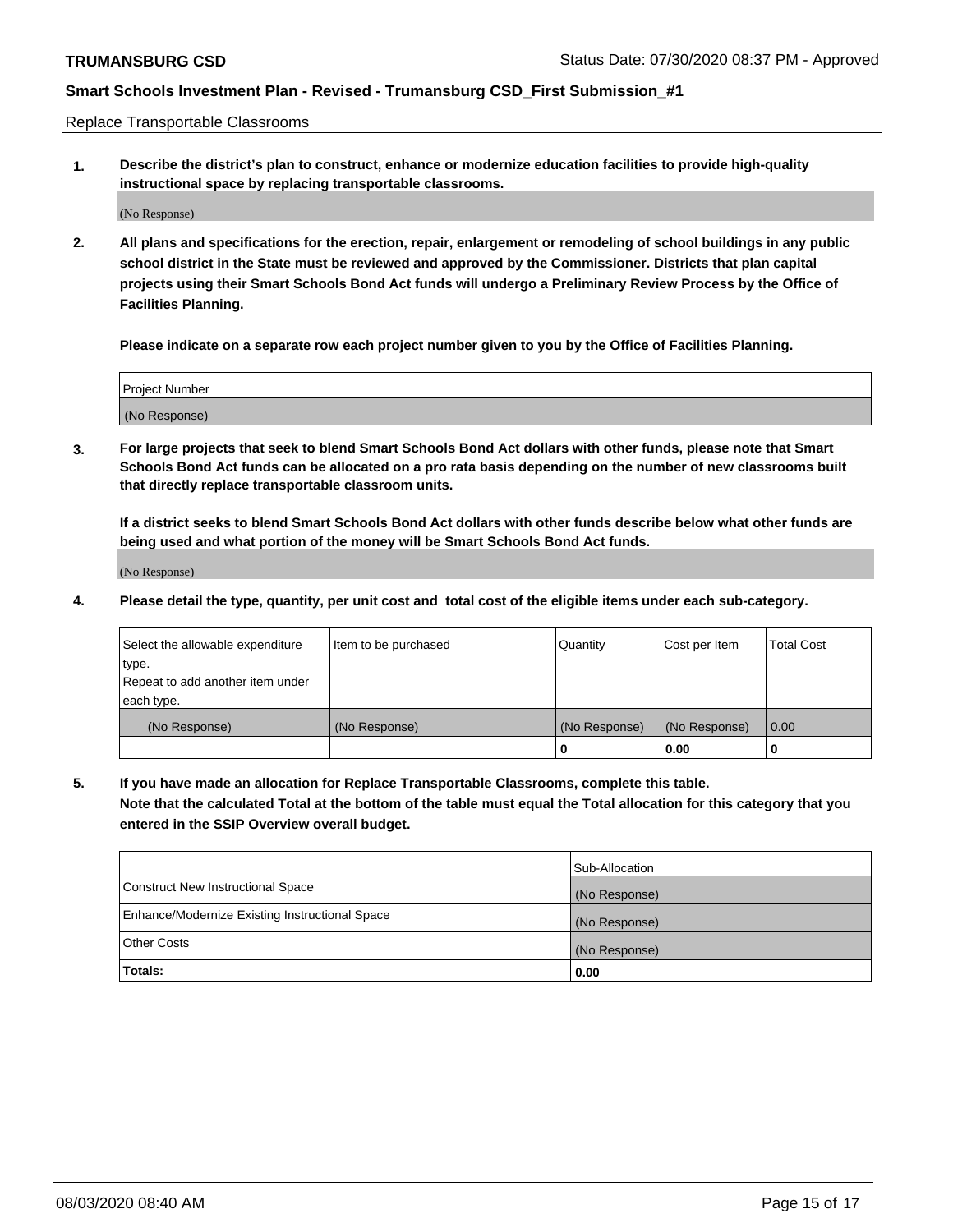Replace Transportable Classrooms

**1. Describe the district's plan to construct, enhance or modernize education facilities to provide high-quality instructional space by replacing transportable classrooms.**

(No Response)

**2. All plans and specifications for the erection, repair, enlargement or remodeling of school buildings in any public school district in the State must be reviewed and approved by the Commissioner. Districts that plan capital projects using their Smart Schools Bond Act funds will undergo a Preliminary Review Process by the Office of Facilities Planning.**

**Please indicate on a separate row each project number given to you by the Office of Facilities Planning.**

| Project Number |
| --- |
| (No Response) |

**3. For large projects that seek to blend Smart Schools Bond Act dollars with other funds, please note that Smart Schools Bond Act funds can be allocated on a pro rata basis depending on the number of new classrooms built that directly replace transportable classroom units.**

**If a district seeks to blend Smart Schools Bond Act dollars with other funds describe below what other funds are being used and what portion of the money will be Smart Schools Bond Act funds.**

(No Response)

**4. Please detail the type, quantity, per unit cost and total cost of the eligible items under each sub-category.**

| Select the allowable expenditure type. Repeat to add another item under each type. | Item to be purchased | Quantity | Cost per Item | Total Cost |
| --- | --- | --- | --- | --- |
| (No Response) | (No Response) | (No Response) | (No Response) | 0.00 |
| | | 0 | 0.00 | 0 |

**5. If you have made an allocation for Replace Transportable Classrooms, complete this table. Note that the calculated Total at the bottom of the table must equal the Total allocation for this category that you entered in the SSIP Overview overall budget.**

| | Sub-Allocation |
| --- | --- |
| Construct New Instructional Space | (No Response) |
| Enhance/Modernize Existing Instructional Space | (No Response) |
| Other Costs | (No Response) |
| **Totals:** | **0.00** |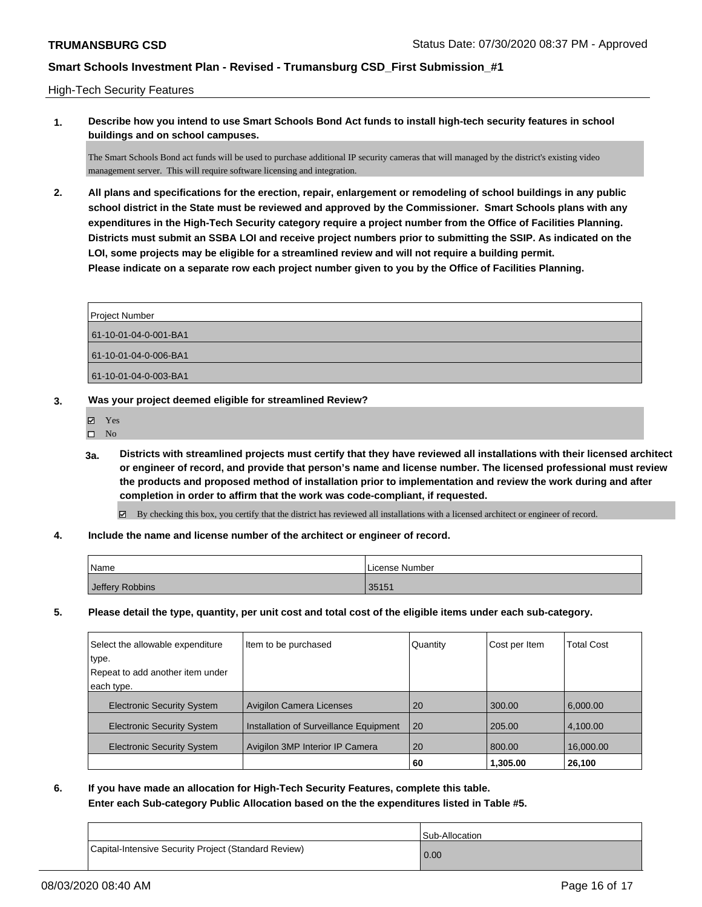High-Tech Security Features

**1. Describe how you intend to use Smart Schools Bond Act funds to install high-tech security features in school buildings and on school campuses.**

The Smart Schools Bond act funds will be used to purchase additional IP security cameras that will managed by the district's existing video management server. This will require software licensing and integration.

**2. All plans and specifications for the erection, repair, enlargement or remodeling of school buildings in any public school district in the State must be reviewed and approved by the Commissioner. Smart Schools plans with any expenditures in the High-Tech Security category require a project number from the Office of Facilities Planning. Districts must submit an SSBA LOI and receive project numbers prior to submitting the SSIP. As indicated on the LOI, some projects may be eligible for a streamlined review and will not require a building permit.**
**Please indicate on a separate row each project number given to you by the Office of Facilities Planning.**

| Project Number |
|---|
| 61-10-01-04-0-001-BA1 |
| 61-10-01-04-0-006-BA1 |
| 61-10-01-04-0-003-BA1 |

**3. Was your project deemed eligible for streamlined Review?**

☑ Yes
☐ No

**3a. Districts with streamlined projects must certify that they have reviewed all installations with their licensed architect or engineer of record, and provide that person's name and license number. The licensed professional must review the products and proposed method of installation prior to implementation and review the work during and after completion in order to affirm that the work was code-compliant, if requested.**

☑ By checking this box, you certify that the district has reviewed all installations with a licensed architect or engineer of record.

**4. Include the name and license number of the architect or engineer of record.**

| Name | License Number |
|---|---|
| Jeffery Robbins | 35151 |

**5. Please detail the type, quantity, per unit cost and total cost of the eligible items under each sub-category.**

| Select the allowable expenditure type. Repeat to add another item under each type. | Item to be purchased | Quantity | Cost per Item | Total Cost |
|---|---|---|---|---|
| Electronic Security System | Avigilon Camera Licenses | 20 | 300.00 | 6,000.00 |
| Electronic Security System | Installation of Surveillance Equipment | 20 | 205.00 | 4,100.00 |
| Electronic Security System | Avigilon 3MP Interior IP Camera | 20 | 800.00 | 16,000.00 |
| | | **60** | **1,305.00** | **26,100** |

**6. If you have made an allocation for High-Tech Security Features, complete this table.**
**Enter each Sub-category Public Allocation based on the the expenditures listed in Table #5.**

| | Sub-Allocation |
|---|---|
| Capital-Intensive Security Project (Standard Review) | 0.00 |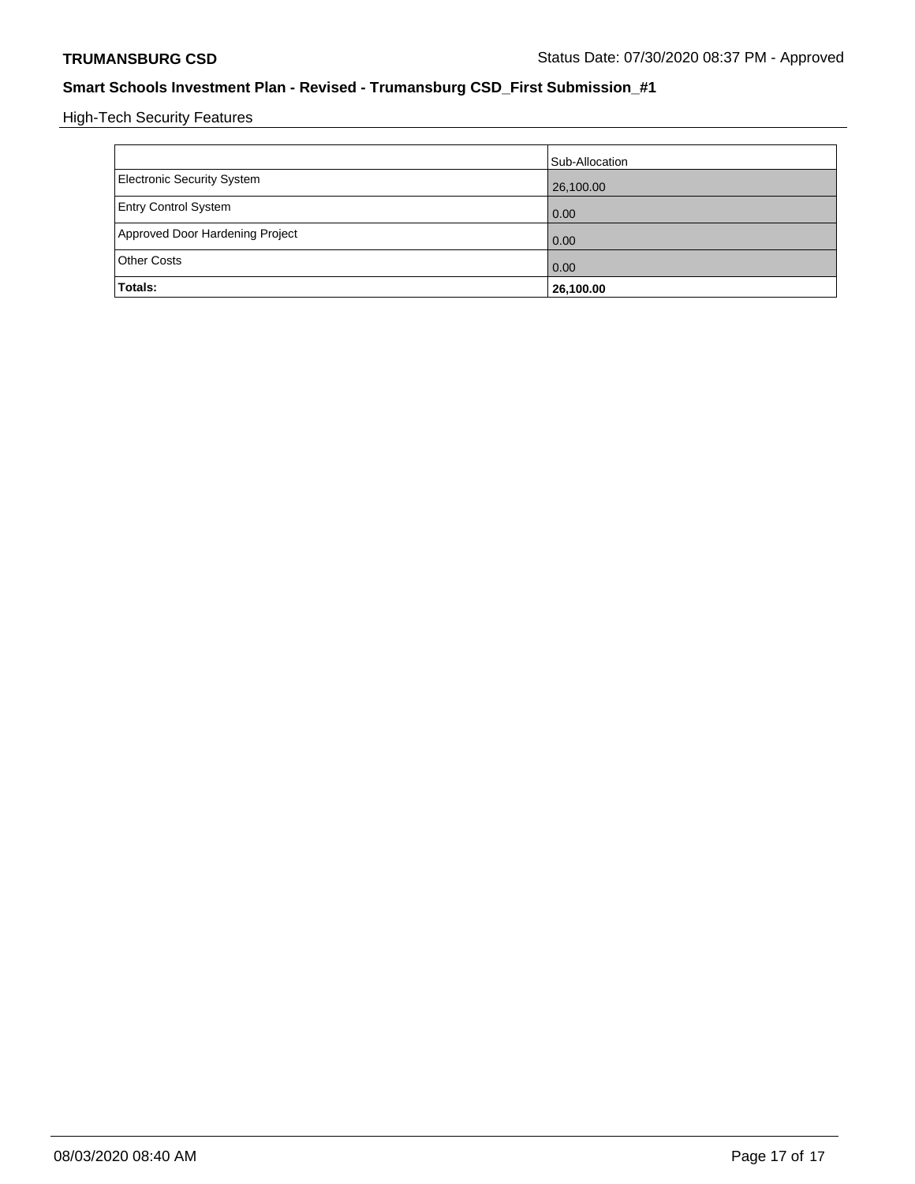High-Tech Security Features

| | Sub-Allocation |
|---|---|
| Electronic Security System | 26,100.00 |
| Entry Control System | 0.00 |
| Approved Door Hardening Project | 0.00 |
| Other Costs | 0.00 |
| **Totals:** | **26,100.00** |